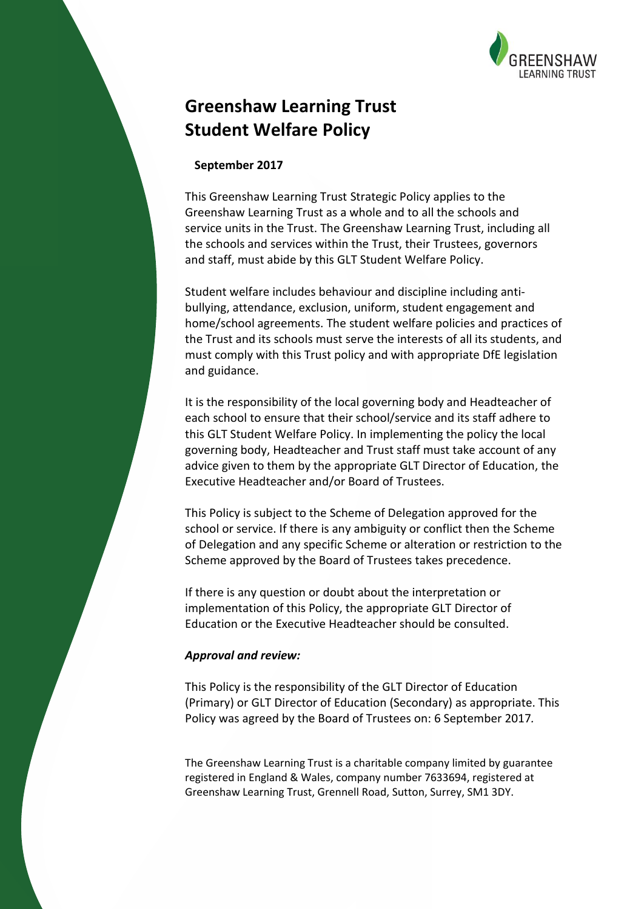# Greenshaw Learning Trust
# Student Welfare Policy

**September 2017**

This Greenshaw Learning Trust Strategic Policy applies to the Greenshaw Learning Trust as a whole and to all the schools and service units in the Trust. The Greenshaw Learning Trust, including all the schools and services within the Trust, their Trustees, governors and staff, must abide by this GLT Student Welfare Policy.

Student welfare includes behaviour and discipline including anti-bullying, attendance, exclusion, uniform, student engagement and home/school agreements. The student welfare policies and practices of the Trust and its schools must serve the interests of all its students, and must comply with this Trust policy and with appropriate DfE legislation and guidance.

It is the responsibility of the local governing body and Headteacher of each school to ensure that their school/service and its staff adhere to this GLT Student Welfare Policy. In implementing the policy the local governing body, Headteacher and Trust staff must take account of any advice given to them by the appropriate GLT Director of Education, the Executive Headteacher and/or Board of Trustees.

This Policy is subject to the Scheme of Delegation approved for the school or service. If there is any ambiguity or conflict then the Scheme of Delegation and any specific Scheme or alteration or restriction to the Scheme approved by the Board of Trustees takes precedence.

If there is any question or doubt about the interpretation or implementation of this Policy, the appropriate GLT Director of Education or the Executive Headteacher should be consulted.

***Approval and review:***

This Policy is the responsibility of the GLT Director of Education (Primary) or GLT Director of Education (Secondary) as appropriate. This Policy was agreed by the Board of Trustees on: 6 September 2017.

The Greenshaw Learning Trust is a charitable company limited by guarantee registered in England & Wales, company number 7633694, registered at Greenshaw Learning Trust, Grennell Road, Sutton, Surrey, SM1 3DY.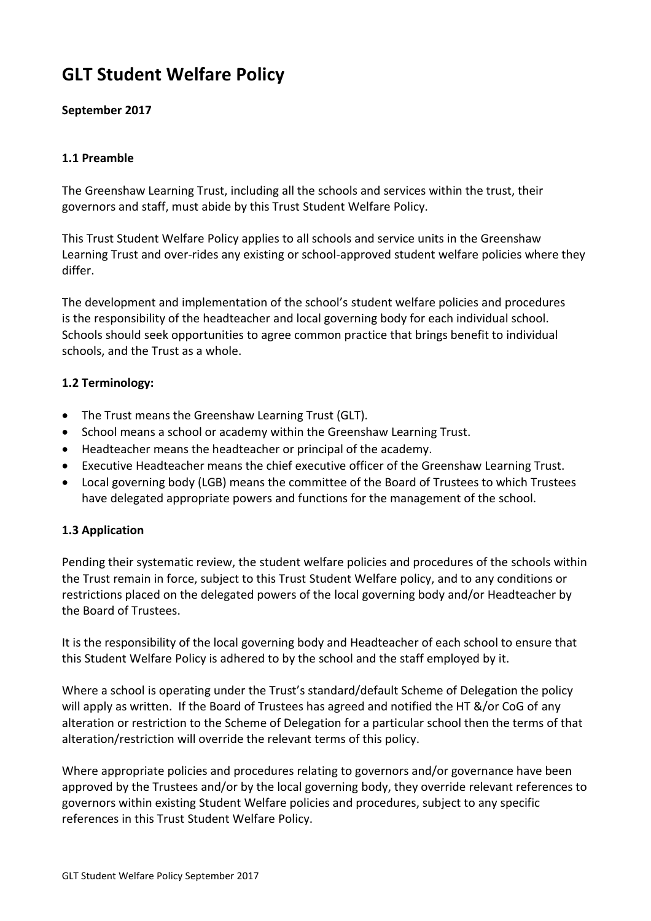# GLT Student Welfare Policy

**September 2017**

### 1.1 Preamble

The Greenshaw Learning Trust, including all the schools and services within the trust, their governors and staff, must abide by this Trust Student Welfare Policy.

This Trust Student Welfare Policy applies to all schools and service units in the Greenshaw Learning Trust and over-rides any existing or school-approved student welfare policies where they differ.

The development and implementation of the school's student welfare policies and procedures is the responsibility of the headteacher and local governing body for each individual school. Schools should seek opportunities to agree common practice that brings benefit to individual schools, and the Trust as a whole.

### 1.2 Terminology:

- The Trust means the Greenshaw Learning Trust (GLT).
- School means a school or academy within the Greenshaw Learning Trust.
- Headteacher means the headteacher or principal of the academy.
- Executive Headteacher means the chief executive officer of the Greenshaw Learning Trust.
- Local governing body (LGB) means the committee of the Board of Trustees to which Trustees have delegated appropriate powers and functions for the management of the school.

### 1.3 Application

Pending their systematic review, the student welfare policies and procedures of the schools within the Trust remain in force, subject to this Trust Student Welfare policy, and to any conditions or restrictions placed on the delegated powers of the local governing body and/or Headteacher by the Board of Trustees.

It is the responsibility of the local governing body and Headteacher of each school to ensure that this Student Welfare Policy is adhered to by the school and the staff employed by it.

Where a school is operating under the Trust's standard/default Scheme of Delegation the policy will apply as written. If the Board of Trustees has agreed and notified the HT &/or CoG of any alteration or restriction to the Scheme of Delegation for a particular school then the terms of that alteration/restriction will override the relevant terms of this policy.

Where appropriate policies and procedures relating to governors and/or governance have been approved by the Trustees and/or by the local governing body, they override relevant references to governors within existing Student Welfare policies and procedures, subject to any specific references in this Trust Student Welfare Policy.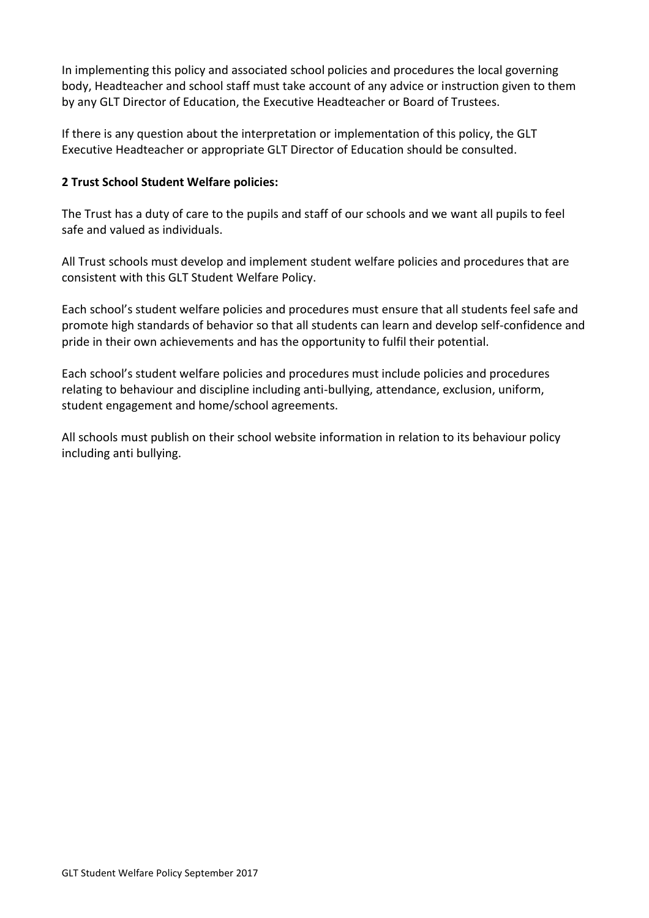In implementing this policy and associated school policies and procedures the local governing body, Headteacher and school staff must take account of any advice or instruction given to them by any GLT Director of Education, the Executive Headteacher or Board of Trustees.

If there is any question about the interpretation or implementation of this policy, the GLT Executive Headteacher or appropriate GLT Director of Education should be consulted.

**2 Trust School Student Welfare policies:**

The Trust has a duty of care to the pupils and staff of our schools and we want all pupils to feel safe and valued as individuals.

All Trust schools must develop and implement student welfare policies and procedures that are consistent with this GLT Student Welfare Policy.

Each school's student welfare policies and procedures must ensure that all students feel safe and promote high standards of behavior so that all students can learn and develop self-confidence and pride in their own achievements and has the opportunity to fulfil their potential.

Each school's student welfare policies and procedures must include policies and procedures relating to behaviour and discipline including anti-bullying, attendance, exclusion, uniform, student engagement and home/school agreements.

All schools must publish on their school website information in relation to its behaviour policy including anti bullying.